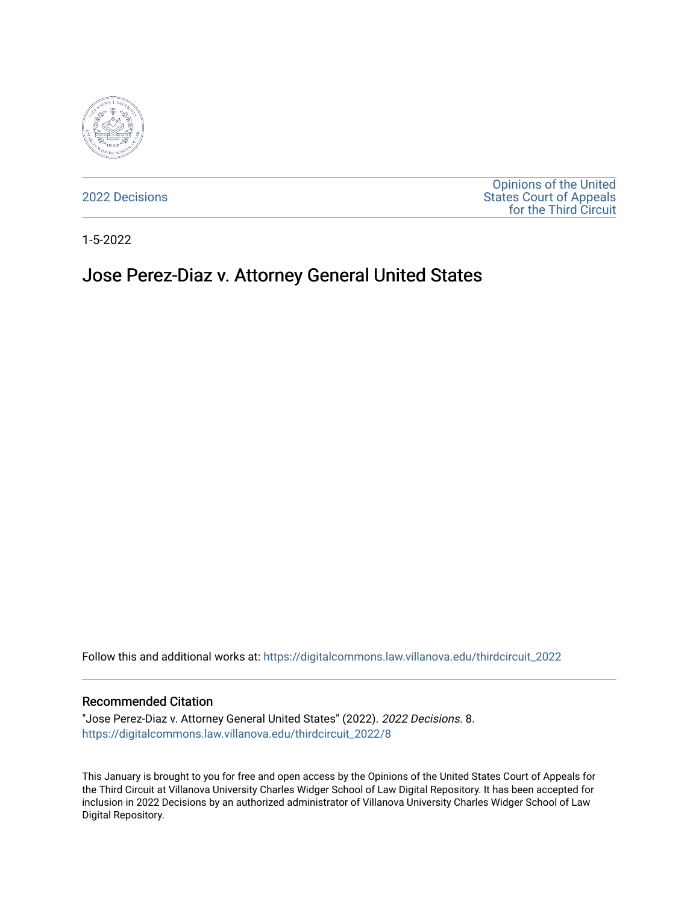2022 Decisions

Opinions of the United States Court of Appeals for the Third Circuit

1-5-2022

# Jose Perez-Diaz v. Attorney General United States

Follow this and additional works at: https://digitalcommons.law.villanova.edu/thirdcircuit_2022

## Recommended Citation

"Jose Perez-Diaz v. Attorney General United States" (2022). *2022 Decisions*. 8.
https://digitalcommons.law.villanova.edu/thirdcircuit_2022/8

This January is brought to you for free and open access by the Opinions of the United States Court of Appeals for the Third Circuit at Villanova University Charles Widger School of Law Digital Repository. It has been accepted for inclusion in 2022 Decisions by an authorized administrator of Villanova University Charles Widger School of Law Digital Repository.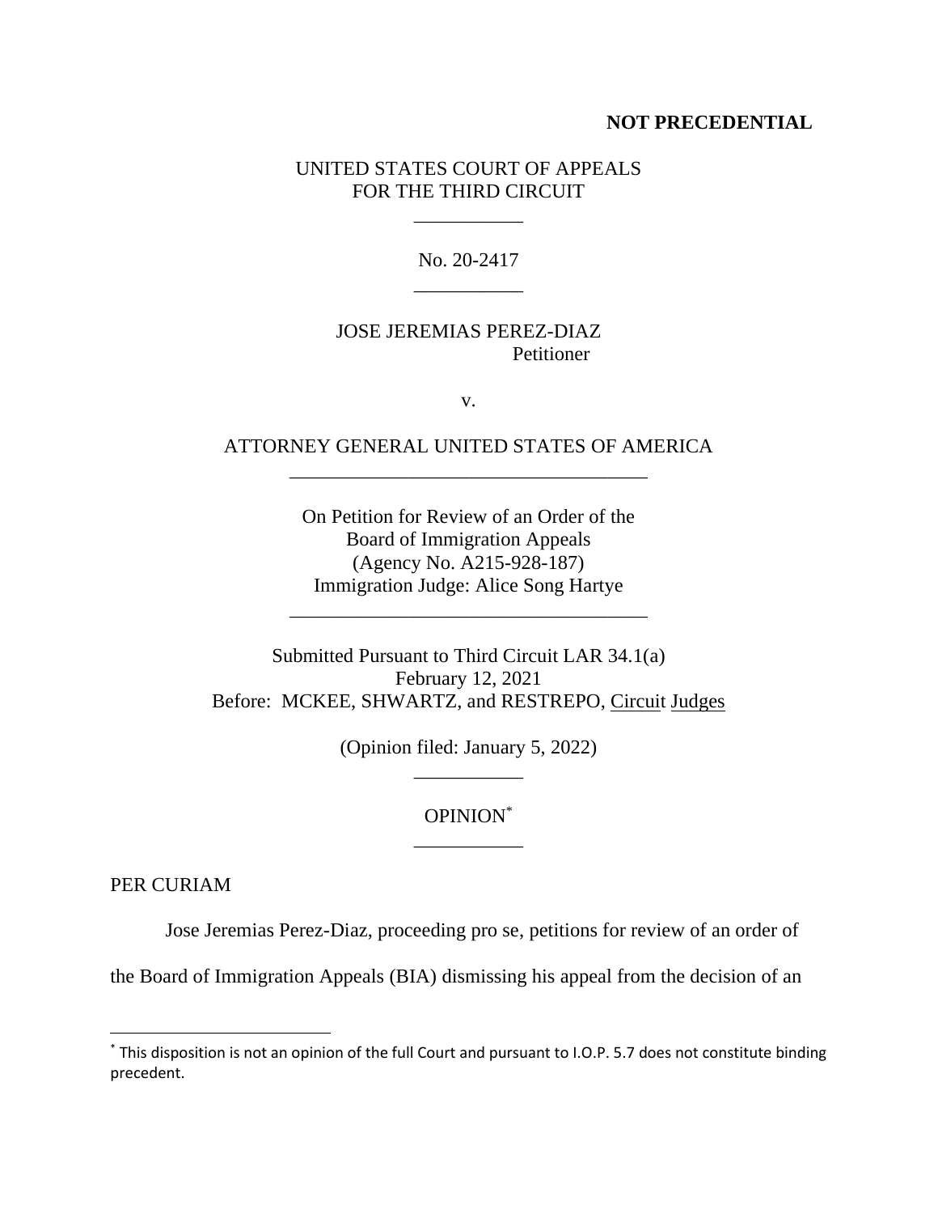**NOT PRECEDENTIAL**

UNITED STATES COURT OF APPEALS
FOR THE THIRD CIRCUIT

\_\_\_\_\_\_\_\_\_\_\_

No. 20-2417

\_\_\_\_\_\_\_\_\_\_\_

JOSE JEREMIAS PEREZ-DIAZ,
Petitioner

v.

ATTORNEY GENERAL UNITED STATES OF AMERICA

\_\_\_\_\_\_\_\_\_\_\_\_\_\_\_\_\_\_\_\_\_\_\_\_\_\_\_\_\_\_\_\_\_\_\_\_

On Petition for Review of an Order of the
Board of Immigration Appeals
(Agency No. A215-928-187)
Immigration Judge: Alice Song Hartye

\_\_\_\_\_\_\_\_\_\_\_\_\_\_\_\_\_\_\_\_\_\_\_\_\_\_\_\_\_\_\_\_\_\_\_\_

Submitted Pursuant to Third Circuit LAR 34.1(a)
February 12, 2021
Before: MCKEE, SHWARTZ, and RESTREPO, Circuit Judges

(Opinion filed: January 5, 2022)

\_\_\_\_\_\_\_\_\_\_\_

OPINION[*]

\_\_\_\_\_\_\_\_\_\_\_

PER CURIAM

Jose Jeremias Perez-Diaz, proceeding pro se, petitions for review of an order of the Board of Immigration Appeals (BIA) dismissing his appeal from the decision of an

[*] This disposition is not an opinion of the full Court and pursuant to I.O.P. 5.7 does not constitute binding precedent.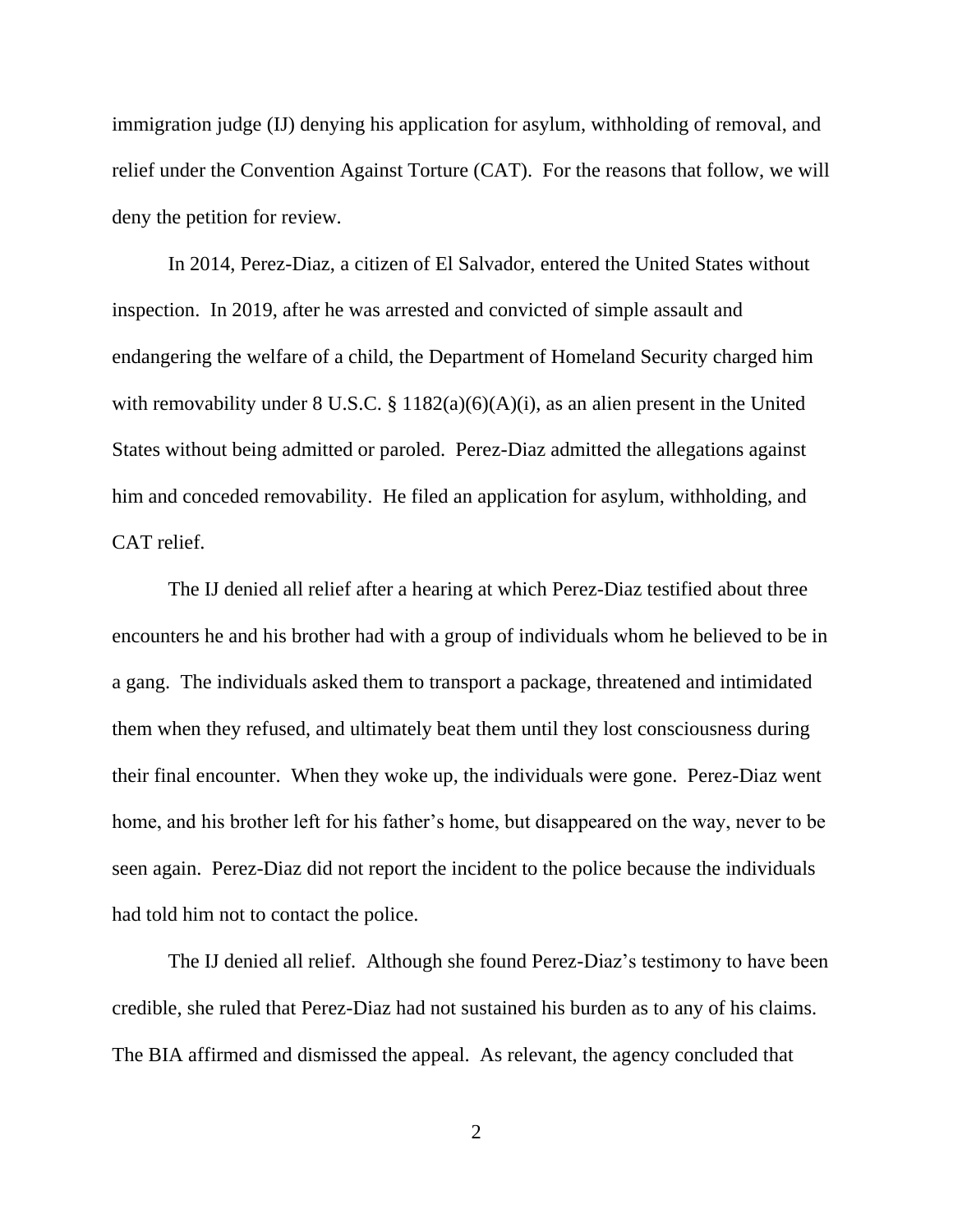immigration judge (IJ) denying his application for asylum, withholding of removal, and relief under the Convention Against Torture (CAT). For the reasons that follow, we will deny the petition for review.

In 2014, Perez-Diaz, a citizen of El Salvador, entered the United States without inspection. In 2019, after he was arrested and convicted of simple assault and endangering the welfare of a child, the Department of Homeland Security charged him with removability under 8 U.S.C. § 1182(a)(6)(A)(i), as an alien present in the United States without being admitted or paroled. Perez-Diaz admitted the allegations against him and conceded removability. He filed an application for asylum, withholding, and CAT relief.

The IJ denied all relief after a hearing at which Perez-Diaz testified about three encounters he and his brother had with a group of individuals whom he believed to be in a gang. The individuals asked them to transport a package, threatened and intimidated them when they refused, and ultimately beat them until they lost consciousness during their final encounter. When they woke up, the individuals were gone. Perez-Diaz went home, and his brother left for his father's home, but disappeared on the way, never to be seen again. Perez-Diaz did not report the incident to the police because the individuals had told him not to contact the police.

The IJ denied all relief. Although she found Perez-Diaz's testimony to have been credible, she ruled that Perez-Diaz had not sustained his burden as to any of his claims. The BIA affirmed and dismissed the appeal. As relevant, the agency concluded that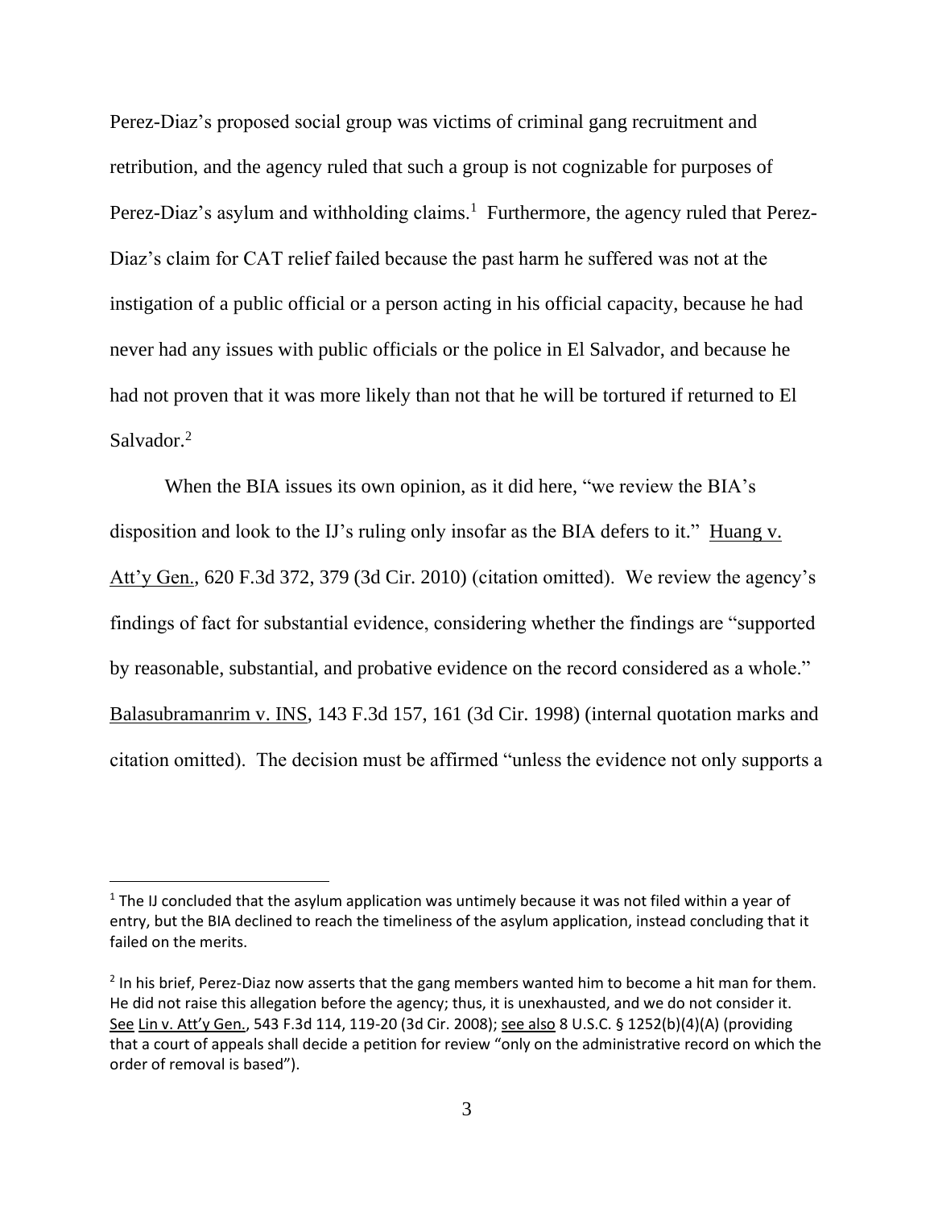Perez-Diaz's proposed social group was victims of criminal gang recruitment and retribution, and the agency ruled that such a group is not cognizable for purposes of Perez-Diaz's asylum and withholding claims.[1] Furthermore, the agency ruled that Perez-Diaz's claim for CAT relief failed because the past harm he suffered was not at the instigation of a public official or a person acting in his official capacity, because he had never had any issues with public officials or the police in El Salvador, and because he had not proven that it was more likely than not that he will be tortured if returned to El Salvador.[2]

When the BIA issues its own opinion, as it did here, "we review the BIA's disposition and look to the IJ's ruling only insofar as the BIA defers to it." Huang v. Att'y Gen., 620 F.3d 372, 379 (3d Cir. 2010) (citation omitted). We review the agency's findings of fact for substantial evidence, considering whether the findings are "supported by reasonable, substantial, and probative evidence on the record considered as a whole." Balasubramanrim v. INS, 143 F.3d 157, 161 (3d Cir. 1998) (internal quotation marks and citation omitted). The decision must be affirmed "unless the evidence not only supports a

---

[1] The IJ concluded that the asylum application was untimely because it was not filed within a year of entry, but the BIA declined to reach the timeliness of the asylum application, instead concluding that it failed on the merits.

[2] In his brief, Perez-Diaz now asserts that the gang members wanted him to become a hit man for them. He did not raise this allegation before the agency; thus, it is unexhausted, and we do not consider it. See Lin v. Att'y Gen., 543 F.3d 114, 119-20 (3d Cir. 2008); see also 8 U.S.C. § 1252(b)(4)(A) (providing that a court of appeals shall decide a petition for review "only on the administrative record on which the order of removal is based").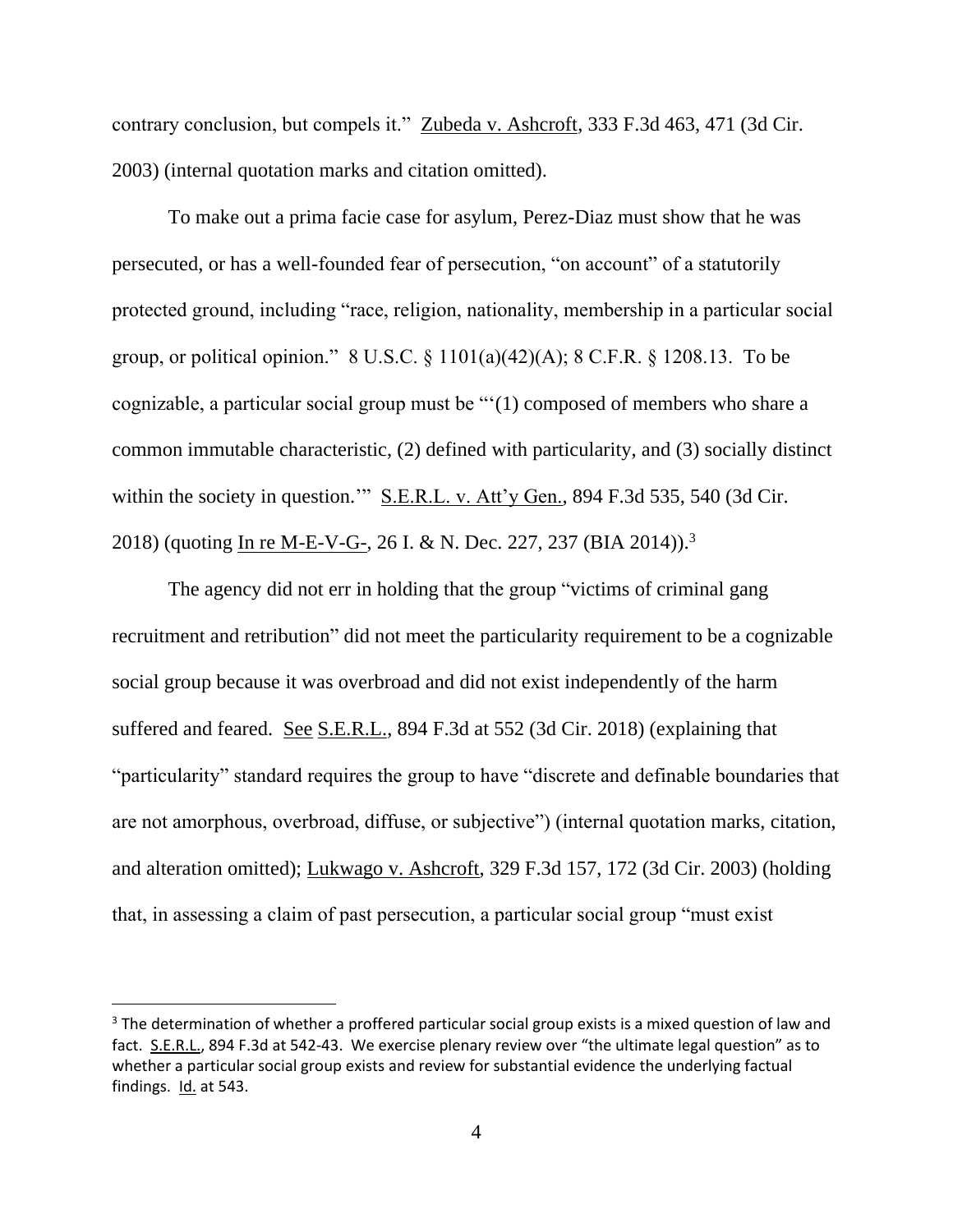contrary conclusion, but compels it." Zubeda v. Ashcroft, 333 F.3d 463, 471 (3d Cir. 2003) (internal quotation marks and citation omitted).

To make out a prima facie case for asylum, Perez-Diaz must show that he was persecuted, or has a well-founded fear of persecution, "on account" of a statutorily protected ground, including "race, religion, nationality, membership in a particular social group, or political opinion." 8 U.S.C. § 1101(a)(42)(A); 8 C.F.R. § 1208.13. To be cognizable, a particular social group must be "'(1) composed of members who share a common immutable characteristic, (2) defined with particularity, and (3) socially distinct within the society in question.'" S.E.R.L. v. Att'y Gen., 894 F.3d 535, 540 (3d Cir. 2018) (quoting In re M-E-V-G-, 26 I. & N. Dec. 227, 237 (BIA 2014)).[3]

The agency did not err in holding that the group "victims of criminal gang recruitment and retribution" did not meet the particularity requirement to be a cognizable social group because it was overbroad and did not exist independently of the harm suffered and feared. See S.E.R.L., 894 F.3d at 552 (3d Cir. 2018) (explaining that "particularity" standard requires the group to have "discrete and definable boundaries that are not amorphous, overbroad, diffuse, or subjective") (internal quotation marks, citation, and alteration omitted); Lukwago v. Ashcroft, 329 F.3d 157, 172 (3d Cir. 2003) (holding that, in assessing a claim of past persecution, a particular social group "must exist

---

[3] The determination of whether a proffered particular social group exists is a mixed question of law and fact. S.E.R.L., 894 F.3d at 542-43. We exercise plenary review over "the ultimate legal question" as to whether a particular social group exists and review for substantial evidence the underlying factual findings. Id. at 543.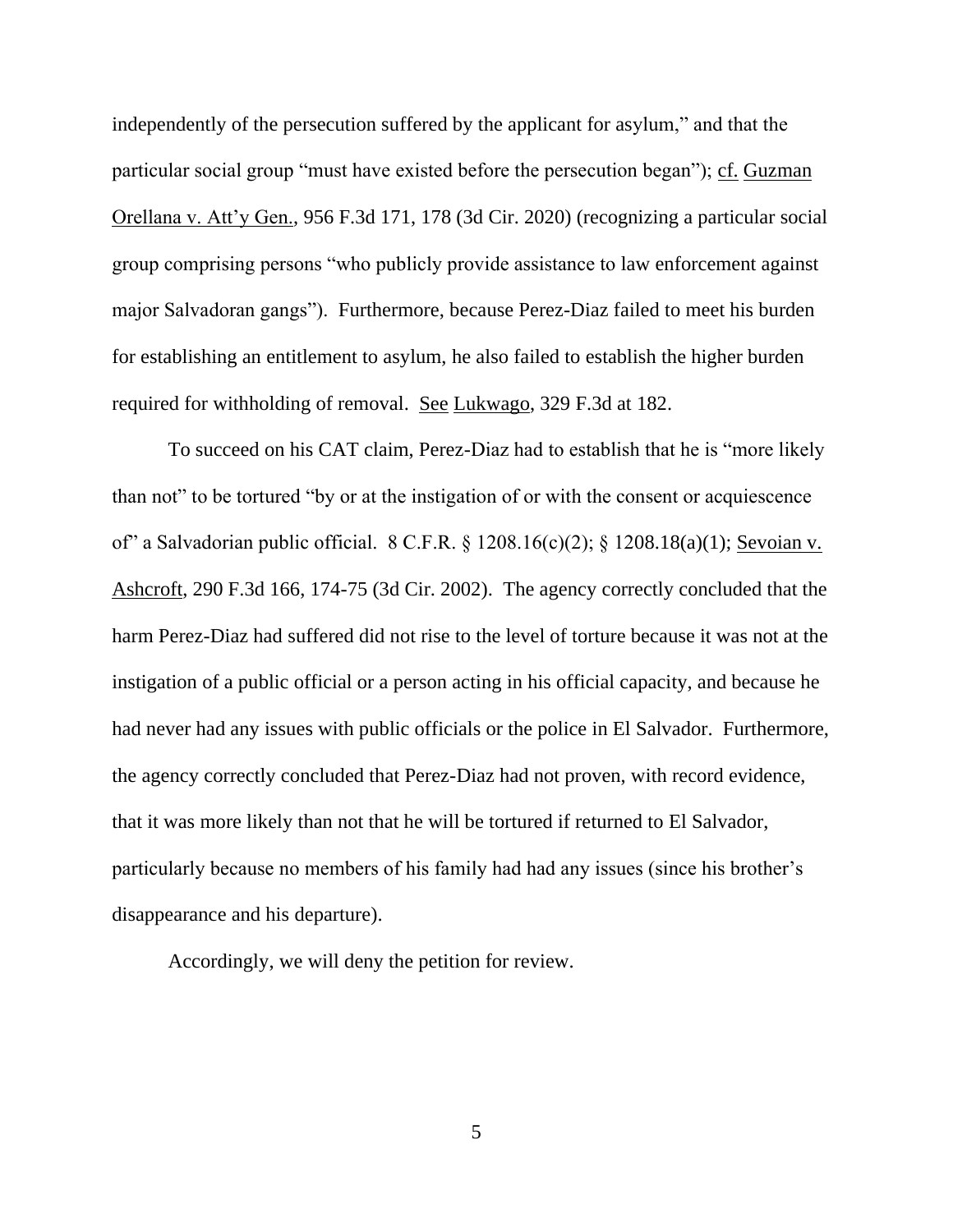independently of the persecution suffered by the applicant for asylum," and that the particular social group "must have existed before the persecution began"); cf. Guzman Orellana v. Att'y Gen., 956 F.3d 171, 178 (3d Cir. 2020) (recognizing a particular social group comprising persons "who publicly provide assistance to law enforcement against major Salvadoran gangs"). Furthermore, because Perez-Diaz failed to meet his burden for establishing an entitlement to asylum, he also failed to establish the higher burden required for withholding of removal. See Lukwago, 329 F.3d at 182.

To succeed on his CAT claim, Perez-Diaz had to establish that he is "more likely than not" to be tortured "by or at the instigation of or with the consent or acquiescence of" a Salvadorian public official. 8 C.F.R. § 1208.16(c)(2); § 1208.18(a)(1); Sevoian v. Ashcroft, 290 F.3d 166, 174-75 (3d Cir. 2002). The agency correctly concluded that the harm Perez-Diaz had suffered did not rise to the level of torture because it was not at the instigation of a public official or a person acting in his official capacity, and because he had never had any issues with public officials or the police in El Salvador. Furthermore, the agency correctly concluded that Perez-Diaz had not proven, with record evidence, that it was more likely than not that he will be tortured if returned to El Salvador, particularly because no members of his family had had any issues (since his brother's disappearance and his departure).

Accordingly, we will deny the petition for review.